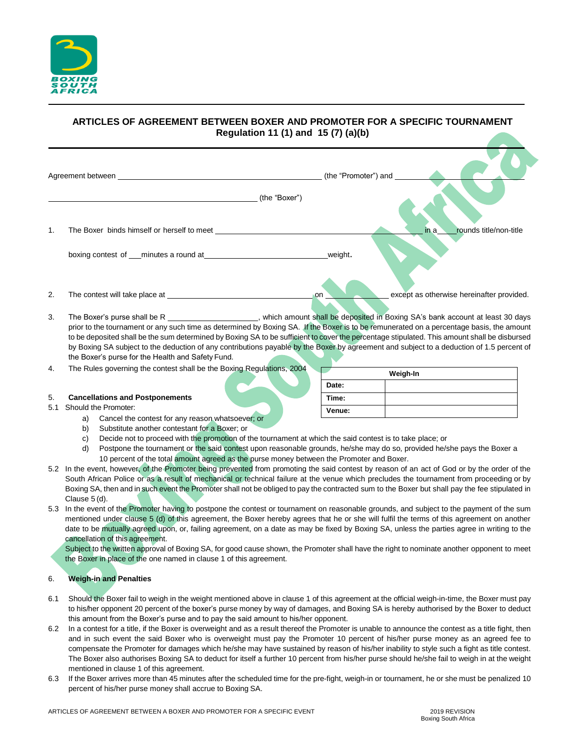BOXING SOUTH AFRICA

## ARTICLES OF AGREEMENT BETWEEN BOXER AND PROMOTER FOR A SPECIFIC TOURNAMENT
### Regulation 11 (1) and 15 (7) (a)(b)

Agreement between ______________________________________________ (the "Promoter") and ______________________________________________ (the "Boxer")

1. The Boxer binds himself or herself to meet ______________________________________________ in a ____ rounds title/non-title boxing contest of ___ minutes a round at ______________________________ weight.

2. The contest will take place at ______________________________ on ______________ except as otherwise hereinafter provided.

3. The Boxer's purse shall be R ______________________, which amount shall be deposited in Boxing SA's bank account at least 30 days prior to the tournament or any such time as determined by Boxing SA. If the Boxer is to be remunerated on a percentage basis, the amount to be deposited shall be the sum determined by Boxing SA to be sufficient to cover the percentage stipulated. This amount shall be disbursed by Boxing SA subject to the deduction of any contributions payable by the Boxer by agreement and subject to a deduction of 1.5 percent of the Boxer's purse for the Health and Safety Fund.

4. The Rules governing the contest shall be the Boxing Regulations, 2004

| Weigh-In | |
|---|---|
| Date: | |
| Time: | |
| Venue: | |

5. **Cancellations and Postponements**

5.1 Should the Promoter:

a) Cancel the contest for any reason whatsoever; or
b) Substitute another contestant for a Boxer; or
c) Decide not to proceed with the promotion of the tournament at which the said contest is to take place; or
d) Postpone the tournament or the said contest upon reasonable grounds, he/she may do so, provided he/she pays the Boxer a 10 percent of the total amount agreed as the purse money between the Promoter and Boxer.

5.2 In the event, however, of the Promoter being prevented from promoting the said contest by reason of an act of God or by the order of the South African Police or as a result of mechanical or technical failure at the venue which precludes the tournament from proceeding or by Boxing SA, then and in such event the Promoter shall not be obliged to pay the contracted sum to the Boxer but shall pay the fee stipulated in Clause 5 (d).

5.3 In the event of the Promoter having to postpone the contest or tournament on reasonable grounds, and subject to the payment of the sum mentioned under clause 5 (d) of this agreement, the Boxer hereby agrees that he or she will fulfil the terms of this agreement on another date to be mutually agreed upon, or, failing agreement, on a date as may be fixed by Boxing SA, unless the parties agree in writing to the cancellation of this agreement.

Subject to the written approval of Boxing SA, for good cause shown, the Promoter shall have the right to nominate another opponent to meet the Boxer in place of the one named in clause 1 of this agreement.

6. **Weigh-in and Penalties**

6.1 Should the Boxer fail to weigh in the weight mentioned above in clause 1 of this agreement at the official weigh-in-time, the Boxer must pay to his/her opponent 20 percent of the boxer's purse money by way of damages, and Boxing SA is hereby authorised by the Boxer to deduct this amount from the Boxer's purse and to pay the said amount to his/her opponent.

6.2 In a contest for a title, if the Boxer is overweight and as a result thereof the Promoter is unable to announce the contest as a title fight, then and in such event the said Boxer who is overweight must pay the Promoter 10 percent of his/her purse money as an agreed fee to compensate the Promoter for damages which he/she may have sustained by reason of his/her inability to style such a fight as title contest. The Boxer also authorises Boxing SA to deduct for itself a further 10 percent from his/her purse should he/she fail to weigh in at the weight mentioned in clause 1 of this agreement.

6.3 If the Boxer arrives more than 45 minutes after the scheduled time for the pre-fight, weigh-in or tournament, he or she must be penalized 10 percent of his/her purse money shall accrue to Boxing SA.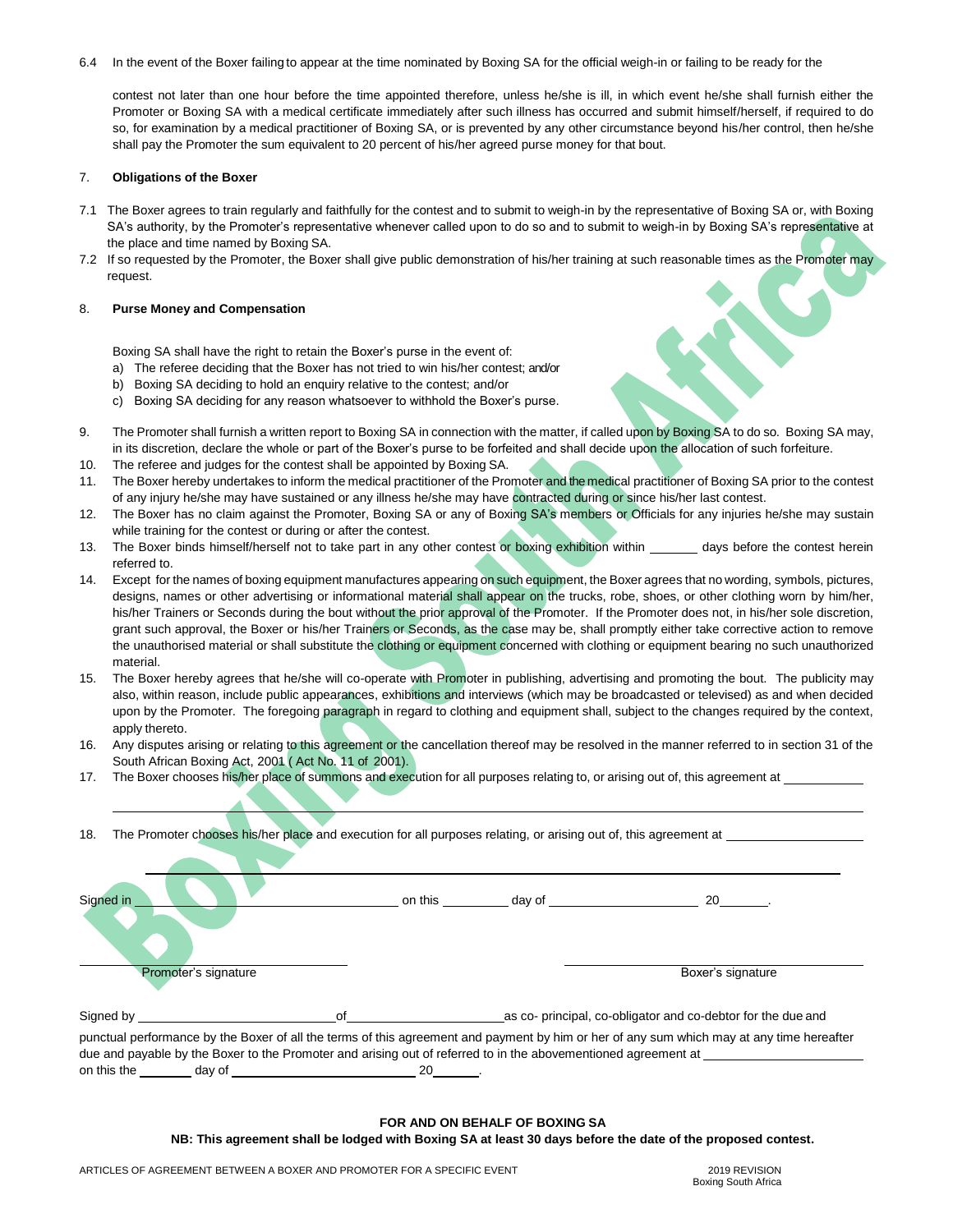6.4 In the event of the Boxer failing to appear at the time nominated by Boxing SA for the official weigh-in or failing to be ready for the

contest not later than one hour before the time appointed therefore, unless he/she is ill, in which event he/she shall furnish either the Promoter or Boxing SA with a medical certificate immediately after such illness has occurred and submit himself/herself, if required to do so, for examination by a medical practitioner of Boxing SA, or is prevented by any other circumstance beyond his/her control, then he/she shall pay the Promoter the sum equivalent to 20 percent of his/her agreed purse money for that bout.

7. **Obligations of the Boxer**

7.1 The Boxer agrees to train regularly and faithfully for the contest and to submit to weigh-in by the representative of Boxing SA or, with Boxing SA's authority, by the Promoter's representative whenever called upon to do so and to submit to weigh-in by Boxing SA's representative at the place and time named by Boxing SA.

7.2 If so requested by the Promoter, the Boxer shall give public demonstration of his/her training at such reasonable times as the Promoter may request.

8. **Purse Money and Compensation**

Boxing SA shall have the right to retain the Boxer's purse in the event of:

a) The referee deciding that the Boxer has not tried to win his/her contest; and/or
b) Boxing SA deciding to hold an enquiry relative to the contest; and/or
c) Boxing SA deciding for any reason whatsoever to withhold the Boxer's purse.

9. The Promoter shall furnish a written report to Boxing SA in connection with the matter, if called upon by Boxing SA to do so. Boxing SA may, in its discretion, declare the whole or part of the Boxer's purse to be forfeited and shall decide upon the allocation of such forfeiture.
10. The referee and judges for the contest shall be appointed by Boxing SA.
11. The Boxer hereby undertakes to inform the medical practitioner of the Promoter and the medical practitioner of Boxing SA prior to the contest of any injury he/she may have sustained or any illness he/she may have contracted during or since his/her last contest.
12. The Boxer has no claim against the Promoter, Boxing SA or any of Boxing SA's members or Officials for any injuries he/she may sustain while training for the contest or during or after the contest.
13. The Boxer binds himself/herself not to take part in any other contest or boxing exhibition within _______ days before the contest herein referred to.
14. Except for the names of boxing equipment manufactures appearing on such equipment, the Boxer agrees that no wording, symbols, pictures, designs, names or other advertising or informational material shall appear on the trucks, robe, shoes, or other clothing worn by him/her, his/her Trainers or Seconds during the bout without the prior approval of the Promoter. If the Promoter does not, in his/her sole discretion, grant such approval, the Boxer or his/her Trainers or Seconds, as the case may be, shall promptly either take corrective action to remove the unauthorised material or shall substitute the clothing or equipment concerned with clothing or equipment bearing no such unauthorized material.
15. The Boxer hereby agrees that he/she will co-operate with Promoter in publishing, advertising and promoting the bout. The publicity may also, within reason, include public appearances, exhibitions and interviews (which may be broadcasted or televised) as and when decided upon by the Promoter. The foregoing paragraph in regard to clothing and equipment shall, subject to the changes required by the context, apply thereto.
16. Any disputes arising or relating to this agreement or the cancellation thereof may be resolved in the manner referred to in section 31 of the South African Boxing Act, 2001 ( Act No. 11 of 2001).
17. The Boxer chooses his/her place of summons and execution for all purposes relating to, or arising out of, this agreement at ____________

______________________________________________________________________________

18. The Promoter chooses his/her place and execution for all purposes relating, or arising out of, this agreement at ____________________

______________________________________________________________________________

Signed in ______________________________ on this _________ day of ____________________ 20_______.

_____________________________
Promoter's signature

_____________________________
Boxer's signature

Signed by ___________________________ of ______________________ as co- principal, co-obligator and co-debtor for the due and punctual performance by the Boxer of all the terms of this agreement and payment by him or her of any sum which may at any time hereafter due and payable by the Boxer to the Promoter and arising out of referred to in the abovementioned agreement at ____________________ on this the ________ day of ___________________________ 20_______.

**FOR AND ON BEHALF OF BOXING SA**

**NB: This agreement shall be lodged with Boxing SA at least 30 days before the date of the proposed contest.**